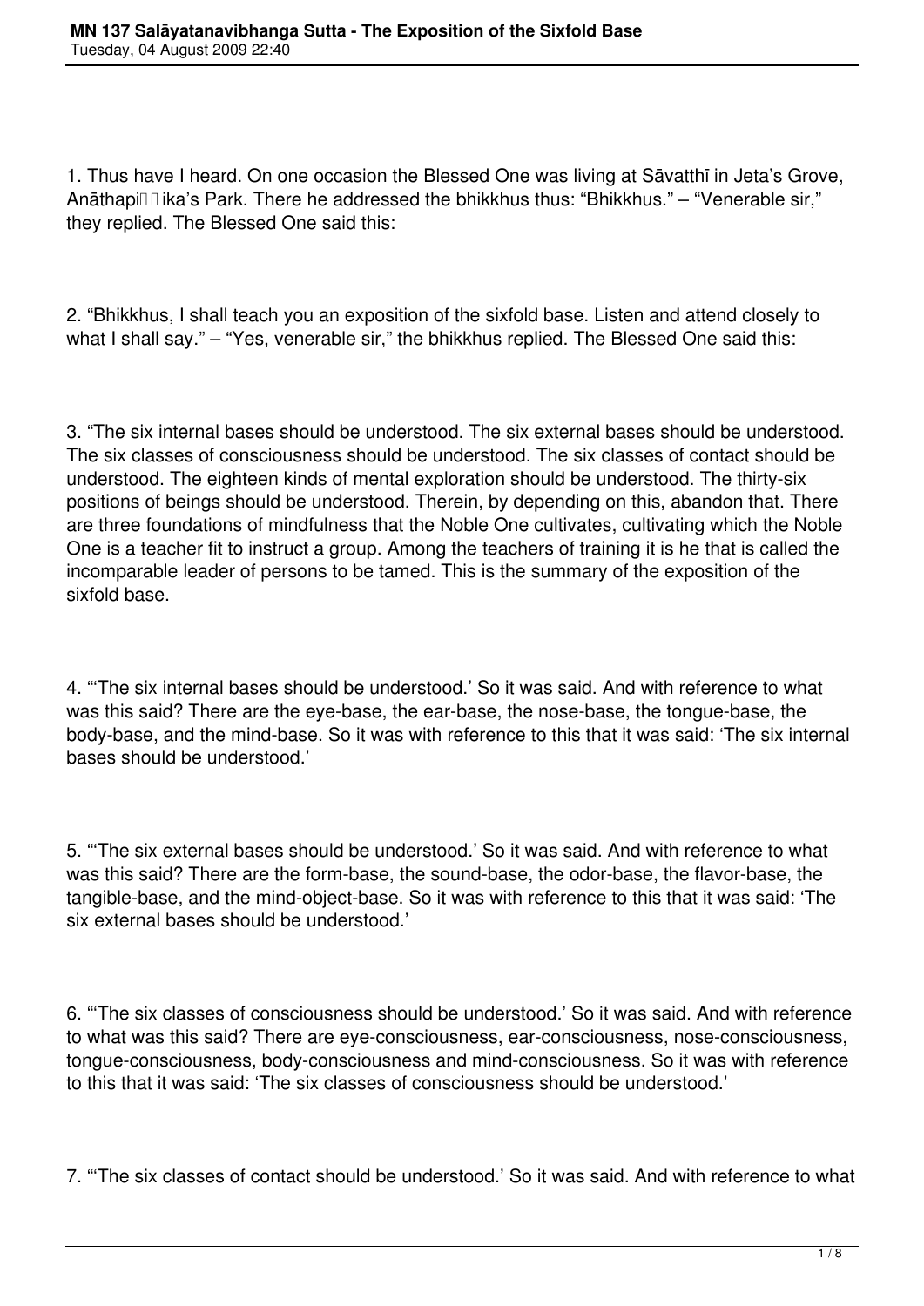1. Thus have I heard. On one occasion the Blessed One was living at Sāvatthī in Jeta's Grove, Anāthapiṇḍika's Park. There he addressed the bhikkhus thus: "Bhikkhus." – "Venerable sir," they replied. The Blessed One said this:

2. "Bhikkhus, I shall teach you an exposition of the sixfold base. Listen and attend closely to what I shall say." – "Yes, venerable sir," the bhikkhus replied. The Blessed One said this:

3. "The six internal bases should be understood. The six external bases should be understood. The six classes of consciousness should be understood. The six classes of contact should be understood. The eighteen kinds of mental exploration should be understood. The thirty-six positions of beings should be understood. Therein, by depending on this, abandon that. There are three foundations of mindfulness that the Noble One cultivates, cultivating which the Noble One is a teacher fit to instruct a group. Among the teachers of training it is he that is called the incomparable leader of persons to be tamed. This is the summary of the exposition of the sixfold base.

4. "'The six internal bases should be understood.' So it was said. And with reference to what was this said? There are the eye-base, the ear-base, the nose-base, the tongue-base, the body-base, and the mind-base. So it was with reference to this that it was said: 'The six internal bases should be understood.'

5. "'The six external bases should be understood.' So it was said. And with reference to what was this said? There are the form-base, the sound-base, the odor-base, the flavor-base, the tangible-base, and the mind-object-base. So it was with reference to this that it was said: 'The six external bases should be understood.'

6. "'The six classes of consciousness should be understood.' So it was said. And with reference to what was this said? There are eye-consciousness, ear-consciousness, nose-consciousness, tongue-consciousness, body-consciousness and mind-consciousness. So it was with reference to this that it was said: 'The six classes of consciousness should be understood.'

7. "'The six classes of contact should be understood.' So it was said. And with reference to what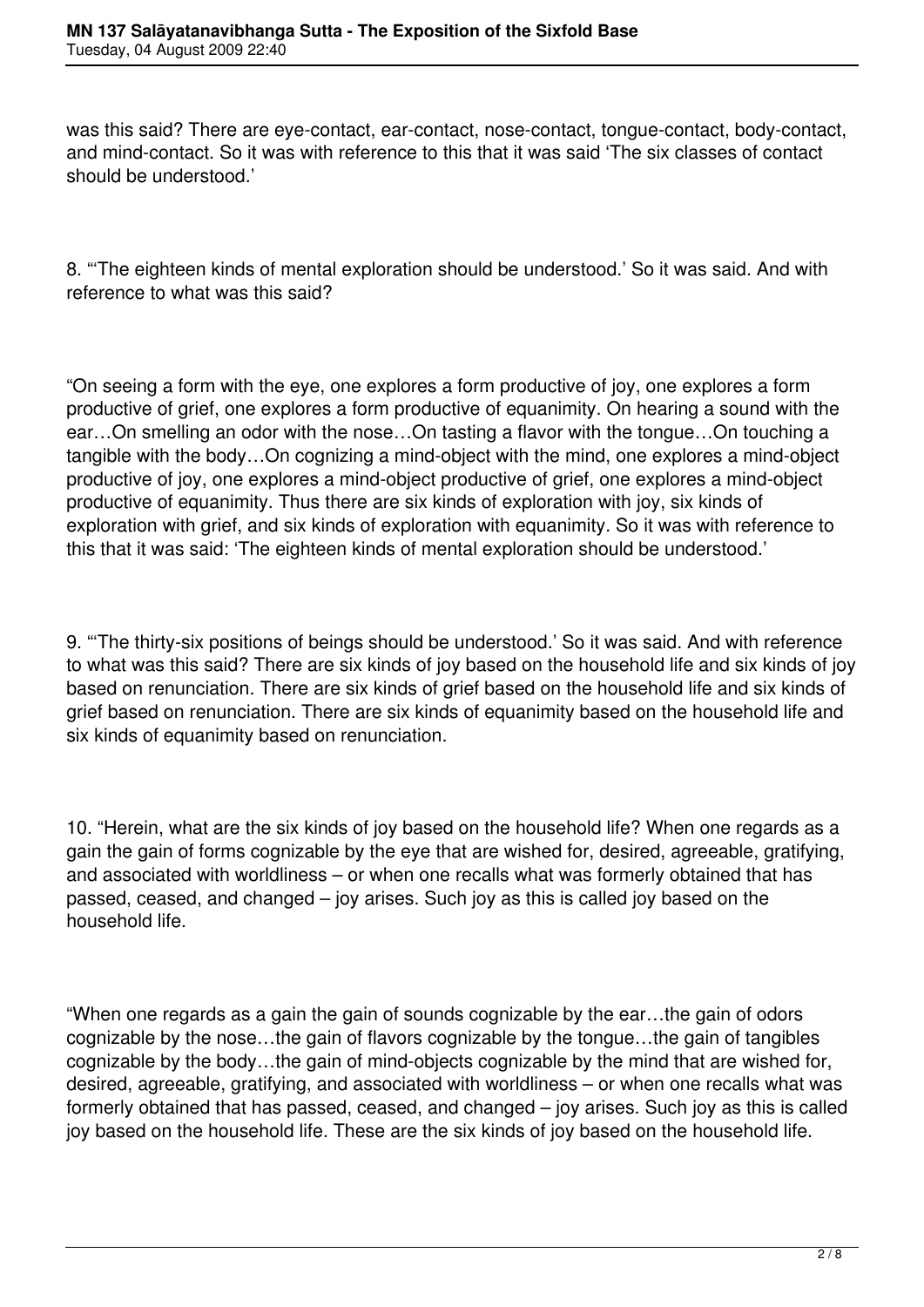was this said? There are eye-contact, ear-contact, nose-contact, tongue-contact, body-contact, and mind-contact. So it was with reference to this that it was said 'The six classes of contact should be understood.'

8. "'The eighteen kinds of mental exploration should be understood.' So it was said. And with reference to what was this said?

"On seeing a form with the eye, one explores a form productive of joy, one explores a form productive of grief, one explores a form productive of equanimity. On hearing a sound with the ear…On smelling an odor with the nose…On tasting a flavor with the tongue…On touching a tangible with the body…On cognizing a mind-object with the mind, one explores a mind-object productive of joy, one explores a mind-object productive of grief, one explores a mind-object productive of equanimity. Thus there are six kinds of exploration with joy, six kinds of exploration with grief, and six kinds of exploration with equanimity. So it was with reference to this that it was said: 'The eighteen kinds of mental exploration should be understood.'

9. "'The thirty-six positions of beings should be understood.' So it was said. And with reference to what was this said? There are six kinds of joy based on the household life and six kinds of joy based on renunciation. There are six kinds of grief based on the household life and six kinds of grief based on renunciation. There are six kinds of equanimity based on the household life and six kinds of equanimity based on renunciation.

10. "Herein, what are the six kinds of joy based on the household life? When one regards as a gain the gain of forms cognizable by the eye that are wished for, desired, agreeable, gratifying, and associated with worldliness – or when one recalls what was formerly obtained that has passed, ceased, and changed – joy arises. Such joy as this is called joy based on the household life.

"When one regards as a gain the gain of sounds cognizable by the ear…the gain of odors cognizable by the nose…the gain of flavors cognizable by the tongue…the gain of tangibles cognizable by the body…the gain of mind-objects cognizable by the mind that are wished for, desired, agreeable, gratifying, and associated with worldliness – or when one recalls what was formerly obtained that has passed, ceased, and changed – joy arises. Such joy as this is called joy based on the household life. These are the six kinds of joy based on the household life.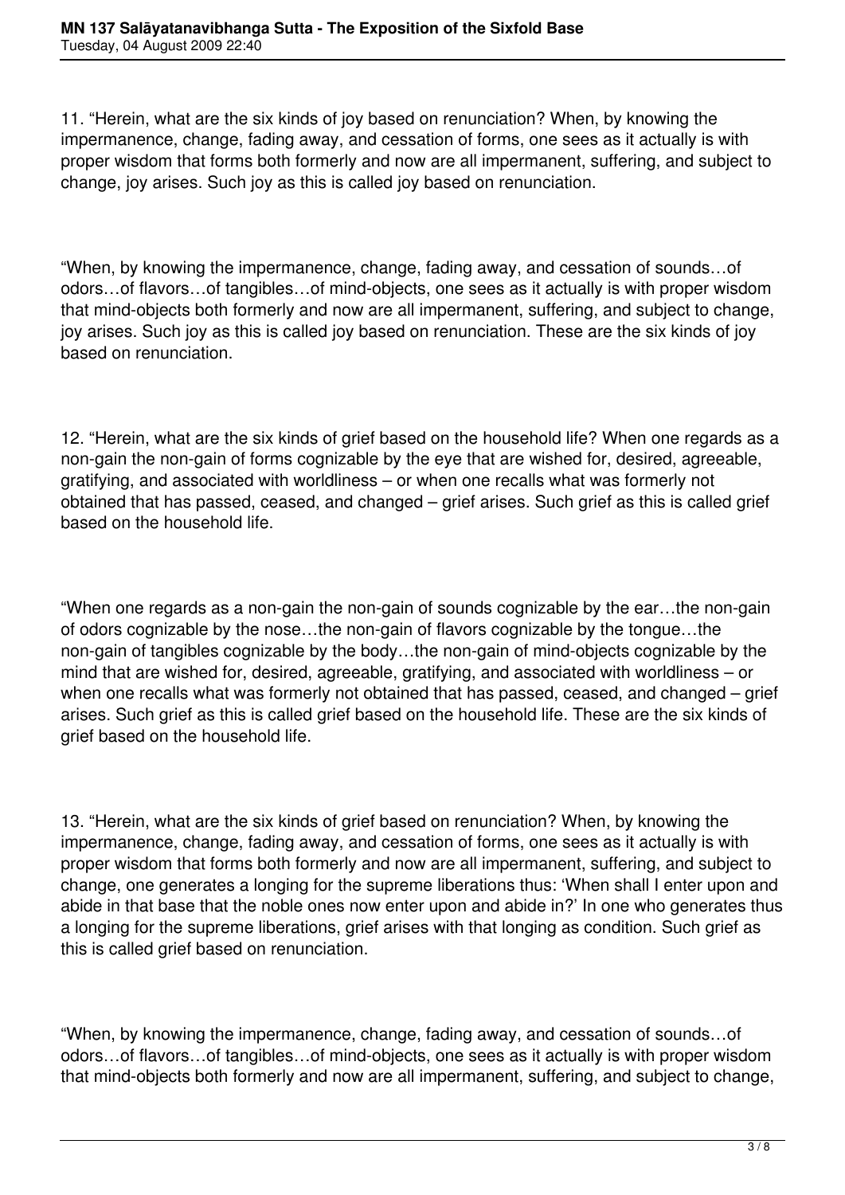11. "Herein, what are the six kinds of joy based on renunciation? When, by knowing the impermanence, change, fading away, and cessation of forms, one sees as it actually is with proper wisdom that forms both formerly and now are all impermanent, suffering, and subject to change, joy arises. Such joy as this is called joy based on renunciation.

"When, by knowing the impermanence, change, fading away, and cessation of sounds…of odors…of flavors…of tangibles…of mind-objects, one sees as it actually is with proper wisdom that mind-objects both formerly and now are all impermanent, suffering, and subject to change, joy arises. Such joy as this is called joy based on renunciation. These are the six kinds of joy based on renunciation.

12. "Herein, what are the six kinds of grief based on the household life? When one regards as a non-gain the non-gain of forms cognizable by the eye that are wished for, desired, agreeable, gratifying, and associated with worldliness – or when one recalls what was formerly not obtained that has passed, ceased, and changed – grief arises. Such grief as this is called grief based on the household life.

"When one regards as a non-gain the non-gain of sounds cognizable by the ear…the non-gain of odors cognizable by the nose…the non-gain of flavors cognizable by the tongue…the non-gain of tangibles cognizable by the body…the non-gain of mind-objects cognizable by the mind that are wished for, desired, agreeable, gratifying, and associated with worldliness – or when one recalls what was formerly not obtained that has passed, ceased, and changed – grief arises. Such grief as this is called grief based on the household life. These are the six kinds of grief based on the household life.

13. "Herein, what are the six kinds of grief based on renunciation? When, by knowing the impermanence, change, fading away, and cessation of forms, one sees as it actually is with proper wisdom that forms both formerly and now are all impermanent, suffering, and subject to change, one generates a longing for the supreme liberations thus: 'When shall I enter upon and abide in that base that the noble ones now enter upon and abide in?' In one who generates thus a longing for the supreme liberations, grief arises with that longing as condition. Such grief as this is called grief based on renunciation.

"When, by knowing the impermanence, change, fading away, and cessation of sounds…of odors…of flavors…of tangibles…of mind-objects, one sees as it actually is with proper wisdom that mind-objects both formerly and now are all impermanent, suffering, and subject to change,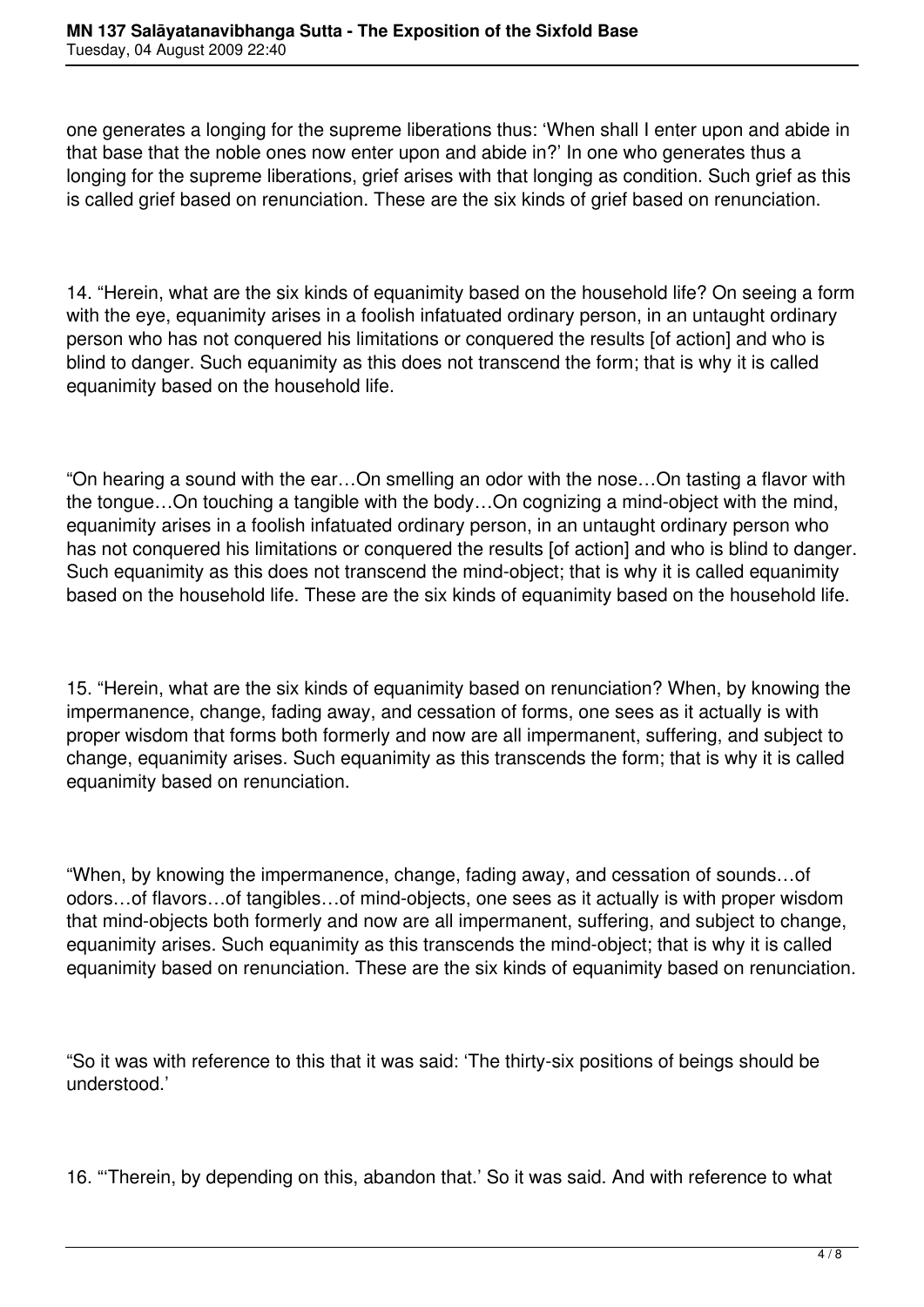one generates a longing for the supreme liberations thus: ‘When shall I enter upon and abide in that base that the noble ones now enter upon and abide in?’ In one who generates thus a longing for the supreme liberations, grief arises with that longing as condition. Such grief as this is called grief based on renunciation. These are the six kinds of grief based on renunciation.

14. “Herein, what are the six kinds of equanimity based on the household life? On seeing a form with the eye, equanimity arises in a foolish infatuated ordinary person, in an untaught ordinary person who has not conquered his limitations or conquered the results [of action] and who is blind to danger. Such equanimity as this does not transcend the form; that is why it is called equanimity based on the household life.

“On hearing a sound with the ear…On smelling an odor with the nose…On tasting a flavor with the tongue…On touching a tangible with the body…On cognizing a mind-object with the mind, equanimity arises in a foolish infatuated ordinary person, in an untaught ordinary person who has not conquered his limitations or conquered the results [of action] and who is blind to danger. Such equanimity as this does not transcend the mind-object; that is why it is called equanimity based on the household life. These are the six kinds of equanimity based on the household life.

15. “Herein, what are the six kinds of equanimity based on renunciation? When, by knowing the impermanence, change, fading away, and cessation of forms, one sees as it actually is with proper wisdom that forms both formerly and now are all impermanent, suffering, and subject to change, equanimity arises. Such equanimity as this transcends the form; that is why it is called equanimity based on renunciation.

“When, by knowing the impermanence, change, fading away, and cessation of sounds…of odors…of flavors…of tangibles…of mind-objects, one sees as it actually is with proper wisdom that mind-objects both formerly and now are all impermanent, suffering, and subject to change, equanimity arises. Such equanimity as this transcends the mind-object; that is why it is called equanimity based on renunciation. These are the six kinds of equanimity based on renunciation.

“So it was with reference to this that it was said: ‘The thirty-six positions of beings should be understood.’

16. “‘Therein, by depending on this, abandon that.’ So it was said. And with reference to what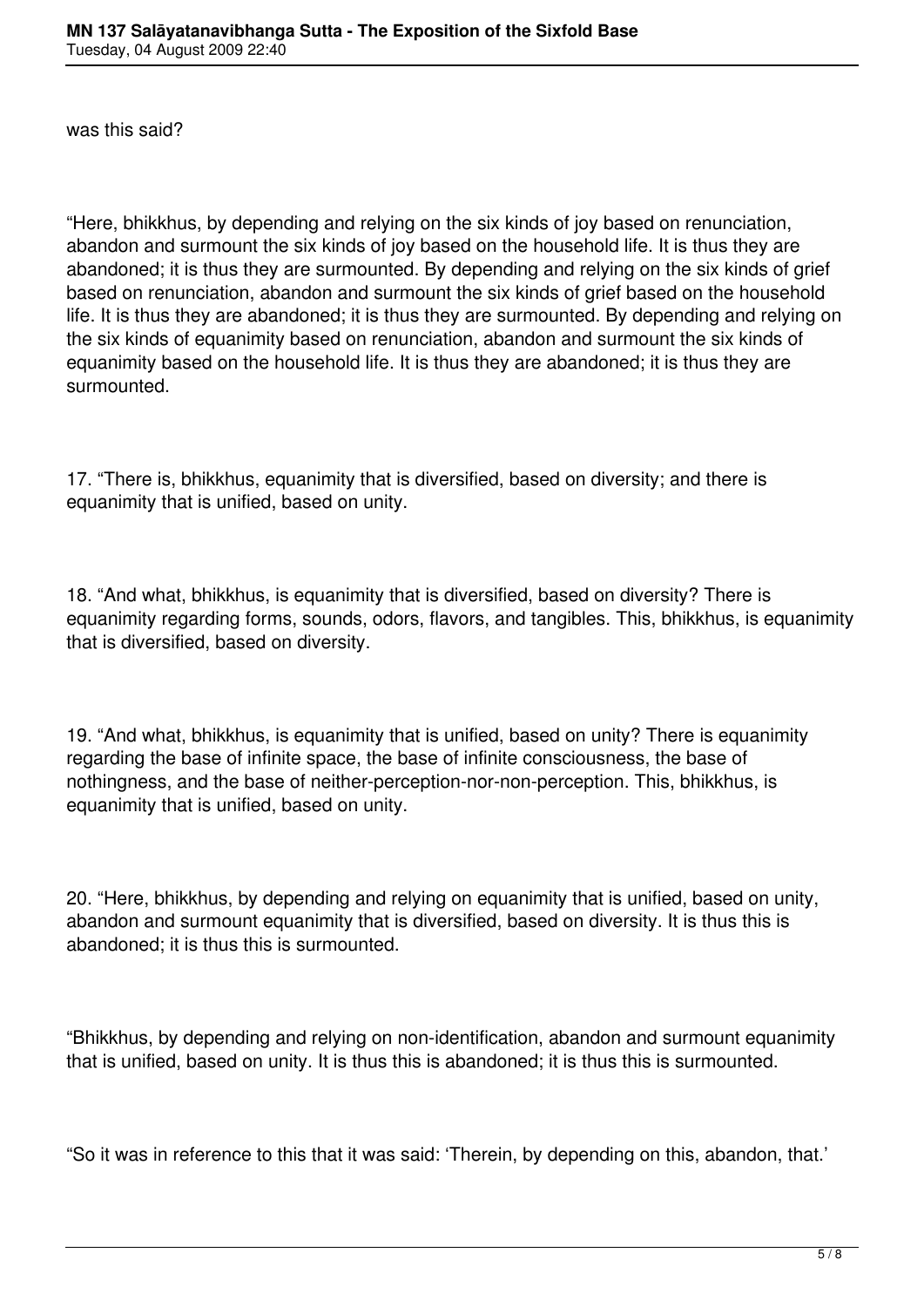was this said?

“Here, bhikkhus, by depending and relying on the six kinds of joy based on renunciation, abandon and surmount the six kinds of joy based on the household life. It is thus they are abandoned; it is thus they are surmounted. By depending and relying on the six kinds of grief based on renunciation, abandon and surmount the six kinds of grief based on the household life. It is thus they are abandoned; it is thus they are surmounted. By depending and relying on the six kinds of equanimity based on renunciation, abandon and surmount the six kinds of equanimity based on the household life. It is thus they are abandoned; it is thus they are surmounted.

17. “There is, bhikkhus, equanimity that is diversified, based on diversity; and there is equanimity that is unified, based on unity.

18. “And what, bhikkhus, is equanimity that is diversified, based on diversity? There is equanimity regarding forms, sounds, odors, flavors, and tangibles. This, bhikkhus, is equanimity that is diversified, based on diversity.

19. “And what, bhikkhus, is equanimity that is unified, based on unity? There is equanimity regarding the base of infinite space, the base of infinite consciousness, the base of nothingness, and the base of neither-perception-nor-non-perception. This, bhikkhus, is equanimity that is unified, based on unity.

20. “Here, bhikkhus, by depending and relying on equanimity that is unified, based on unity, abandon and surmount equanimity that is diversified, based on diversity. It is thus this is abandoned; it is thus this is surmounted.

“Bhikkhus, by depending and relying on non-identification, abandon and surmount equanimity that is unified, based on unity. It is thus this is abandoned; it is thus this is surmounted.

“So it was in reference to this that it was said: ‘Therein, by depending on this, abandon, that.’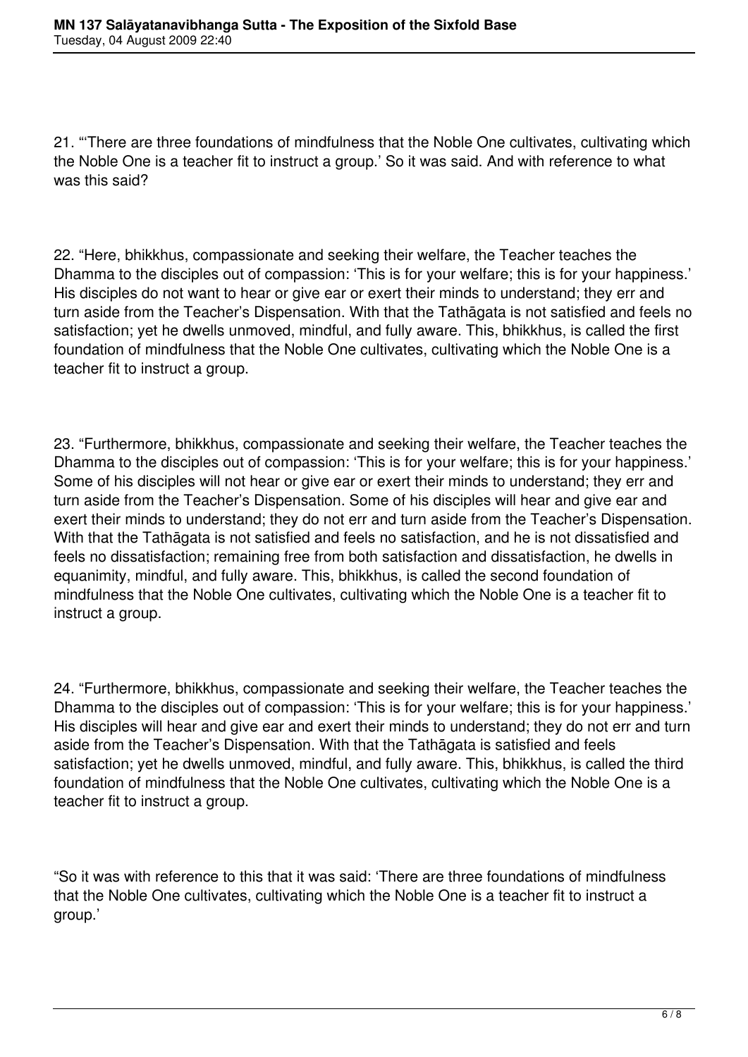21. "'There are three foundations of mindfulness that the Noble One cultivates, cultivating which the Noble One is a teacher fit to instruct a group.' So it was said. And with reference to what was this said?

22. "Here, bhikkhus, compassionate and seeking their welfare, the Teacher teaches the Dhamma to the disciples out of compassion: 'This is for your welfare; this is for your happiness.' His disciples do not want to hear or give ear or exert their minds to understand; they err and turn aside from the Teacher's Dispensation. With that the Tathāgata is not satisfied and feels no satisfaction; yet he dwells unmoved, mindful, and fully aware. This, bhikkhus, is called the first foundation of mindfulness that the Noble One cultivates, cultivating which the Noble One is a teacher fit to instruct a group.

23. "Furthermore, bhikkhus, compassionate and seeking their welfare, the Teacher teaches the Dhamma to the disciples out of compassion: 'This is for your welfare; this is for your happiness.' Some of his disciples will not hear or give ear or exert their minds to understand; they err and turn aside from the Teacher's Dispensation. Some of his disciples will hear and give ear and exert their minds to understand; they do not err and turn aside from the Teacher's Dispensation. With that the Tathāgata is not satisfied and feels no satisfaction, and he is not dissatisfied and feels no dissatisfaction; remaining free from both satisfaction and dissatisfaction, he dwells in equanimity, mindful, and fully aware. This, bhikkhus, is called the second foundation of mindfulness that the Noble One cultivates, cultivating which the Noble One is a teacher fit to instruct a group.

24. "Furthermore, bhikkhus, compassionate and seeking their welfare, the Teacher teaches the Dhamma to the disciples out of compassion: 'This is for your welfare; this is for your happiness.' His disciples will hear and give ear and exert their minds to understand; they do not err and turn aside from the Teacher's Dispensation. With that the Tathāgata is satisfied and feels satisfaction; yet he dwells unmoved, mindful, and fully aware. This, bhikkhus, is called the third foundation of mindfulness that the Noble One cultivates, cultivating which the Noble One is a teacher fit to instruct a group.

"So it was with reference to this that it was said: 'There are three foundations of mindfulness that the Noble One cultivates, cultivating which the Noble One is a teacher fit to instruct a group.'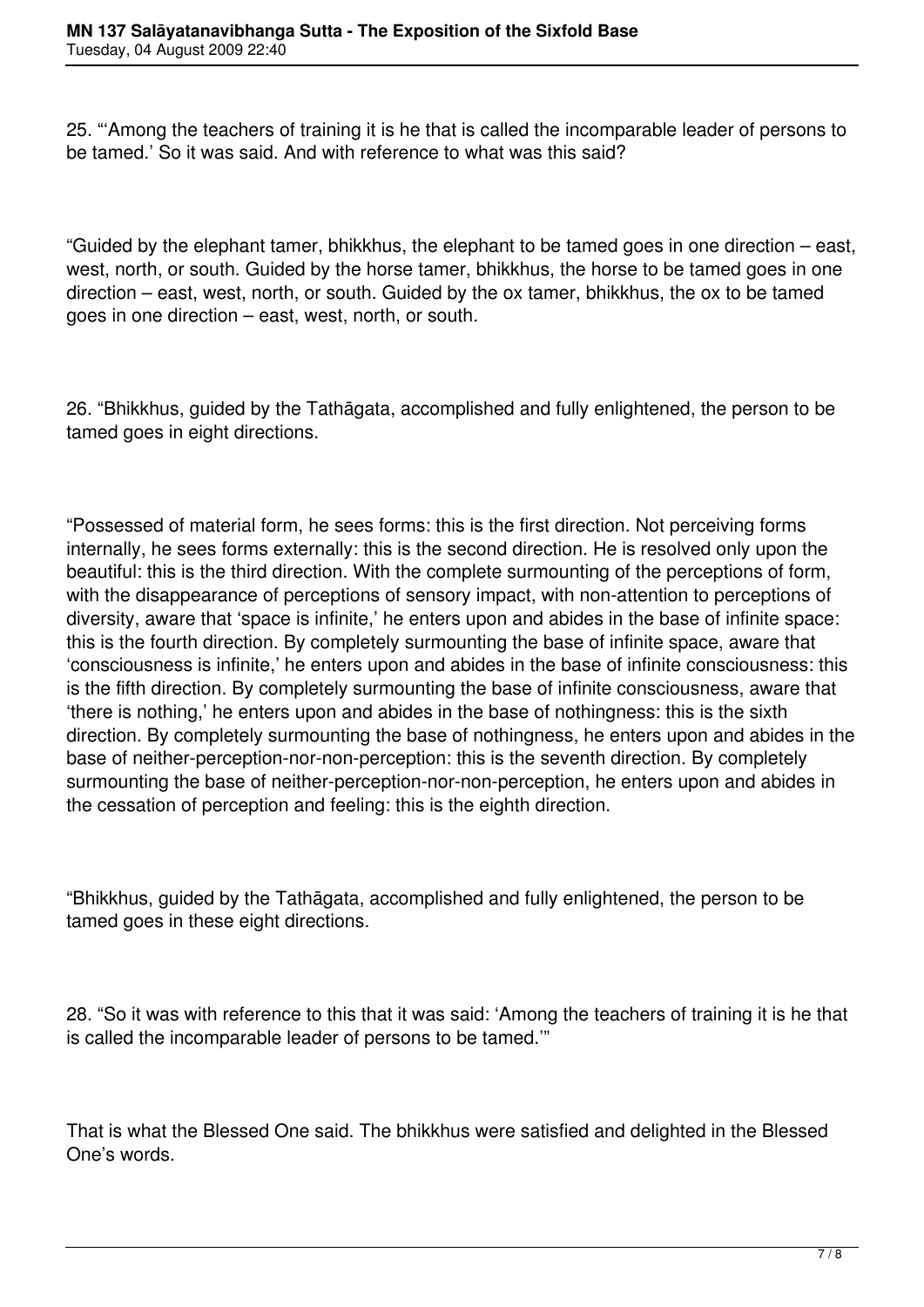25. "'Among the teachers of training it is he that is called the incomparable leader of persons to be tamed.' So it was said. And with reference to what was this said?

"Guided by the elephant tamer, bhikkhus, the elephant to be tamed goes in one direction – east, west, north, or south. Guided by the horse tamer, bhikkhus, the horse to be tamed goes in one direction – east, west, north, or south. Guided by the ox tamer, bhikkhus, the ox to be tamed goes in one direction – east, west, north, or south.

26. "Bhikkhus, guided by the Tathāgata, accomplished and fully enlightened, the person to be tamed goes in eight directions.

"Possessed of material form, he sees forms: this is the first direction. Not perceiving forms internally, he sees forms externally: this is the second direction. He is resolved only upon the beautiful: this is the third direction. With the complete surmounting of the perceptions of form, with the disappearance of perceptions of sensory impact, with non-attention to perceptions of diversity, aware that 'space is infinite,' he enters upon and abides in the base of infinite space: this is the fourth direction. By completely surmounting the base of infinite space, aware that 'consciousness is infinite,' he enters upon and abides in the base of infinite consciousness: this is the fifth direction. By completely surmounting the base of infinite consciousness, aware that 'there is nothing,' he enters upon and abides in the base of nothingness: this is the sixth direction. By completely surmounting the base of nothingness, he enters upon and abides in the base of neither-perception-nor-non-perception: this is the seventh direction. By completely surmounting the base of neither-perception-nor-non-perception, he enters upon and abides in the cessation of perception and feeling: this is the eighth direction.

"Bhikkhus, guided by the Tathāgata, accomplished and fully enlightened, the person to be tamed goes in these eight directions.

28. "So it was with reference to this that it was said: 'Among the teachers of training it is he that is called the incomparable leader of persons to be tamed.'"

That is what the Blessed One said. The bhikkhus were satisfied and delighted in the Blessed One's words.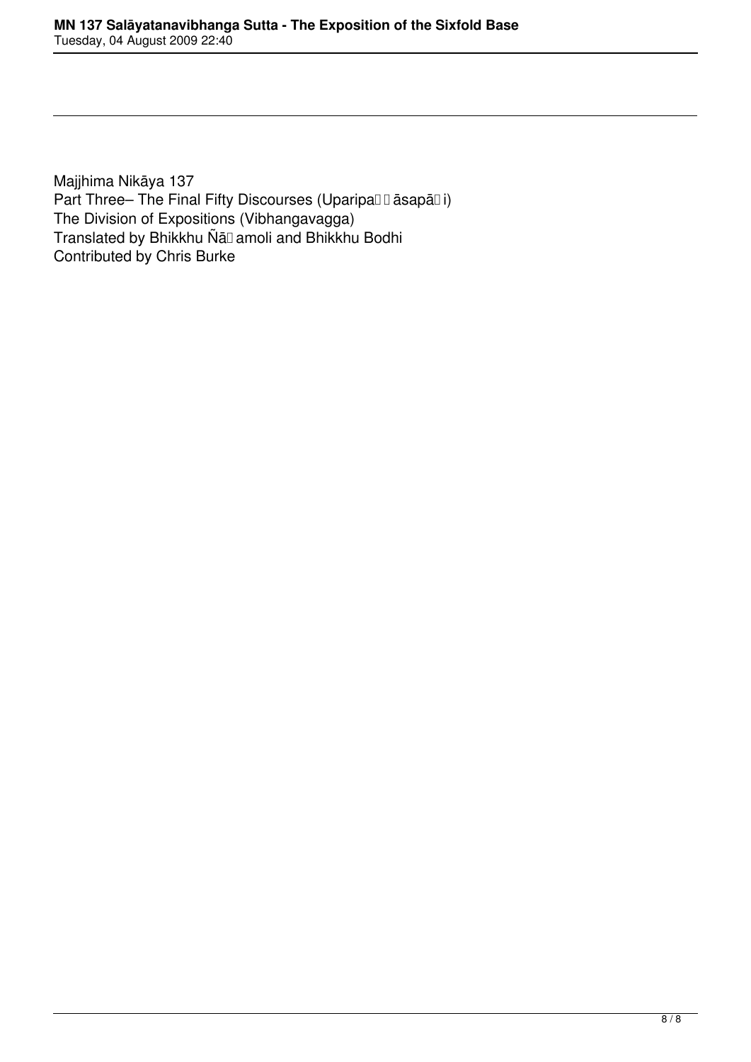Majjhima Nikāya 137
Part Three– The Final Fifty Discourses (Uparipaṇṇāsapāḷi)
The Division of Expositions (Vibhangavagga)
Translated by Bhikkhu Ñāṇamoli and Bhikkhu Bodhi
Contributed by Chris Burke